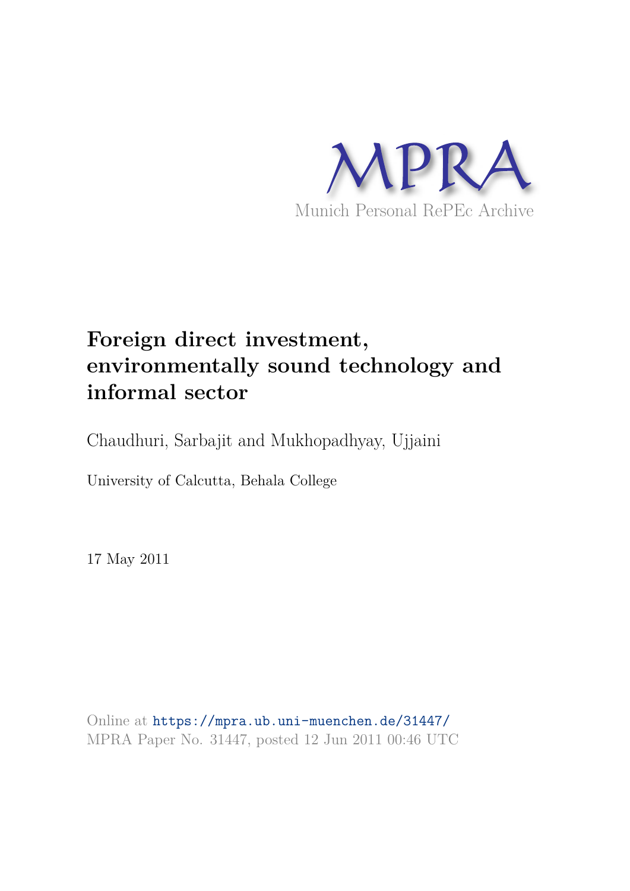MPRA

Munich Personal RePEc Archive

# Foreign direct investment, environmentally sound technology and informal sector

Chaudhuri, Sarbajit and Mukhopadhyay, Ujjaini

University of Calcutta, Behala College

17 May 2011

Online at https://mpra.ub.uni-muenchen.de/31447/
MPRA Paper No. 31447, posted 12 Jun 2011 00:46 UTC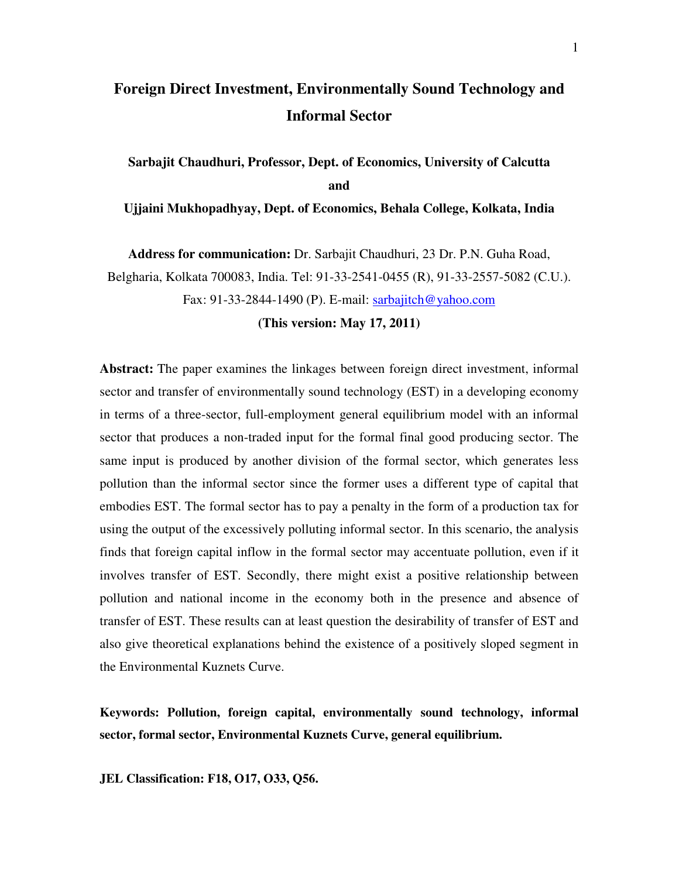# Foreign Direct Investment, Environmentally Sound Technology and Informal Sector

**Sarbajit Chaudhuri, Professor, Dept. of Economics, University of Calcutta**

**and**

**Ujjaini Mukhopadhyay, Dept. of Economics, Behala College, Kolkata, India**

**Address for communication:** Dr. Sarbajit Chaudhuri, 23 Dr. P.N. Guha Road, Belgharia, Kolkata 700083, India. Tel: 91-33-2541-0455 (R), 91-33-2557-5082 (C.U.). Fax: 91-33-2844-1490 (P). E-mail: sarbajitch@yahoo.com

**(This version: May 17, 2011)**

**Abstract:** The paper examines the linkages between foreign direct investment, informal sector and transfer of environmentally sound technology (EST) in a developing economy in terms of a three-sector, full-employment general equilibrium model with an informal sector that produces a non-traded input for the formal final good producing sector. The same input is produced by another division of the formal sector, which generates less pollution than the informal sector since the former uses a different type of capital that embodies EST. The formal sector has to pay a penalty in the form of a production tax for using the output of the excessively polluting informal sector. In this scenario, the analysis finds that foreign capital inflow in the formal sector may accentuate pollution, even if it involves transfer of EST. Secondly, there might exist a positive relationship between pollution and national income in the economy both in the presence and absence of transfer of EST. These results can at least question the desirability of transfer of EST and also give theoretical explanations behind the existence of a positively sloped segment in the Environmental Kuznets Curve.

**Keywords: Pollution, foreign capital, environmentally sound technology, informal sector, formal sector, Environmental Kuznets Curve, general equilibrium.**

**JEL Classification: F18, O17, O33, Q56.**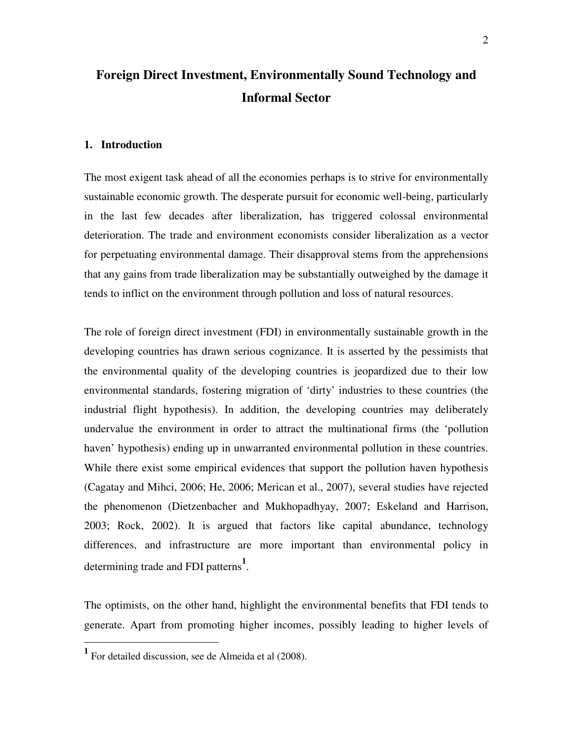# Foreign Direct Investment, Environmentally Sound Technology and Informal Sector

## 1. Introduction

The most exigent task ahead of all the economies perhaps is to strive for environmentally sustainable economic growth. The desperate pursuit for economic well-being, particularly in the last few decades after liberalization, has triggered colossal environmental deterioration. The trade and environment economists consider liberalization as a vector for perpetuating environmental damage. Their disapproval stems from the apprehensions that any gains from trade liberalization may be substantially outweighed by the damage it tends to inflict on the environment through pollution and loss of natural resources.

The role of foreign direct investment (FDI) in environmentally sustainable growth in the developing countries has drawn serious cognizance. It is asserted by the pessimists that the environmental quality of the developing countries is jeopardized due to their low environmental standards, fostering migration of 'dirty' industries to these countries (the industrial flight hypothesis). In addition, the developing countries may deliberately undervalue the environment in order to attract the multinational firms (the 'pollution haven' hypothesis) ending up in unwarranted environmental pollution in these countries. While there exist some empirical evidences that support the pollution haven hypothesis (Cagatay and Mihci, 2006; He, 2006; Merican et al., 2007), several studies have rejected the phenomenon (Dietzenbacher and Mukhopadhyay, 2007; Eskeland and Harrison, 2003; Rock, 2002). It is argued that factors like capital abundance, technology differences, and infrastructure are more important than environmental policy in determining trade and FDI patterns[1].

The optimists, on the other hand, highlight the environmental benefits that FDI tends to generate. Apart from promoting higher incomes, possibly leading to higher levels of

[1] For detailed discussion, see de Almeida et al (2008).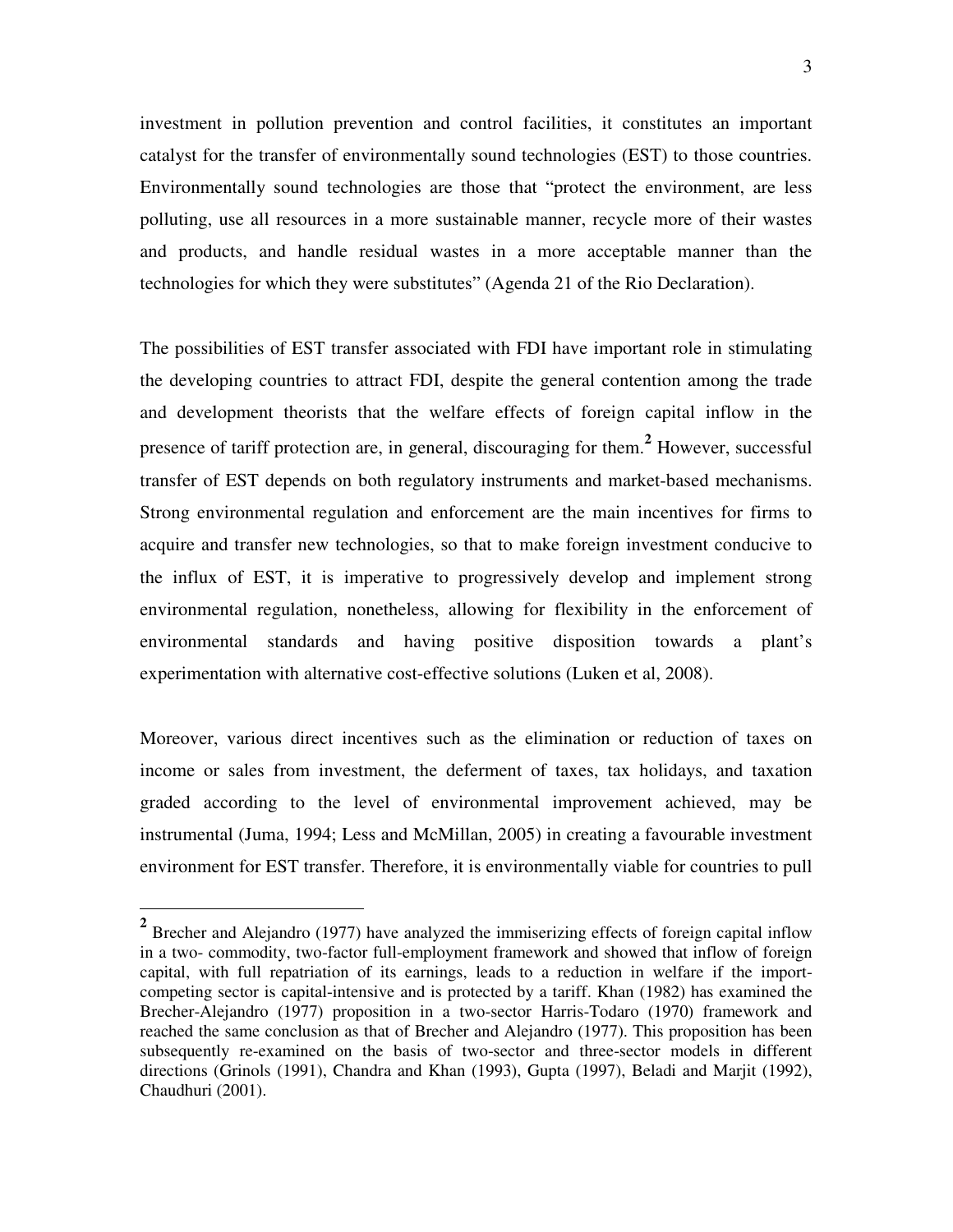investment in pollution prevention and control facilities, it constitutes an important catalyst for the transfer of environmentally sound technologies (EST) to those countries. Environmentally sound technologies are those that "protect the environment, are less polluting, use all resources in a more sustainable manner, recycle more of their wastes and products, and handle residual wastes in a more acceptable manner than the technologies for which they were substitutes" (Agenda 21 of the Rio Declaration).

The possibilities of EST transfer associated with FDI have important role in stimulating the developing countries to attract FDI, despite the general contention among the trade and development theorists that the welfare effects of foreign capital inflow in the presence of tariff protection are, in general, discouraging for them.[2] However, successful transfer of EST depends on both regulatory instruments and market-based mechanisms. Strong environmental regulation and enforcement are the main incentives for firms to acquire and transfer new technologies, so that to make foreign investment conducive to the influx of EST, it is imperative to progressively develop and implement strong environmental regulation, nonetheless, allowing for flexibility in the enforcement of environmental standards and having positive disposition towards a plant's experimentation with alternative cost-effective solutions (Luken et al, 2008).

Moreover, various direct incentives such as the elimination or reduction of taxes on income or sales from investment, the deferment of taxes, tax holidays, and taxation graded according to the level of environmental improvement achieved, may be instrumental (Juma, 1994; Less and McMillan, 2005) in creating a favourable investment environment for EST transfer. Therefore, it is environmentally viable for countries to pull

---

[2] Brecher and Alejandro (1977) have analyzed the immiserizing effects of foreign capital inflow in a two- commodity, two-factor full-employment framework and showed that inflow of foreign capital, with full repatriation of its earnings, leads to a reduction in welfare if the import-competing sector is capital-intensive and is protected by a tariff. Khan (1982) has examined the Brecher-Alejandro (1977) proposition in a two-sector Harris-Todaro (1970) framework and reached the same conclusion as that of Brecher and Alejandro (1977). This proposition has been subsequently re-examined on the basis of two-sector and three-sector models in different directions (Grinols (1991), Chandra and Khan (1993), Gupta (1997), Beladi and Marjit (1992), Chaudhuri (2001).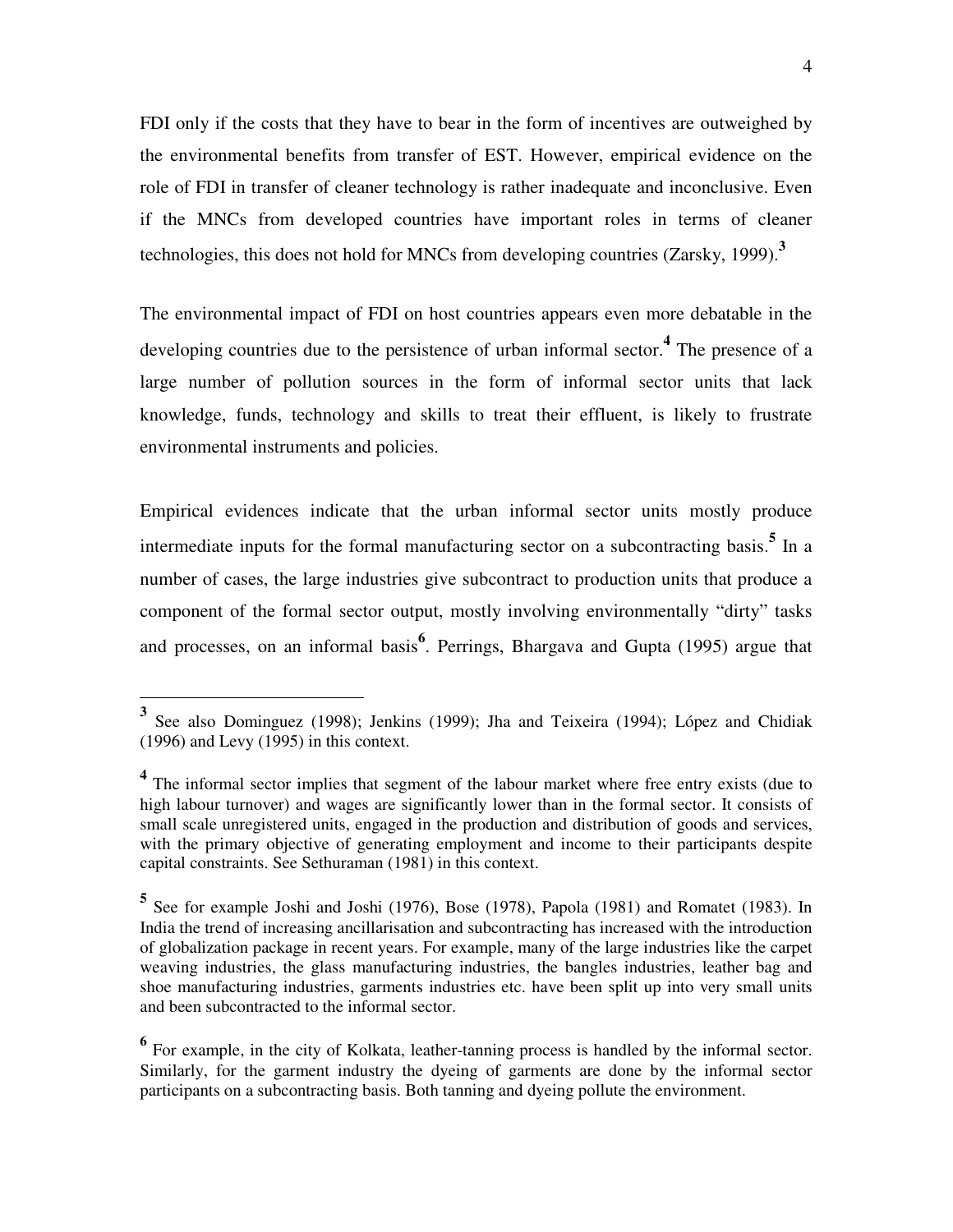FDI only if the costs that they have to bear in the form of incentives are outweighed by the environmental benefits from transfer of EST. However, empirical evidence on the role of FDI in transfer of cleaner technology is rather inadequate and inconclusive. Even if the MNCs from developed countries have important roles in terms of cleaner technologies, this does not hold for MNCs from developing countries (Zarsky, 1999).[3]

The environmental impact of FDI on host countries appears even more debatable in the developing countries due to the persistence of urban informal sector.[4] The presence of a large number of pollution sources in the form of informal sector units that lack knowledge, funds, technology and skills to treat their effluent, is likely to frustrate environmental instruments and policies.

Empirical evidences indicate that the urban informal sector units mostly produce intermediate inputs for the formal manufacturing sector on a subcontracting basis.[5] In a number of cases, the large industries give subcontract to production units that produce a component of the formal sector output, mostly involving environmentally "dirty" tasks and processes, on an informal basis[6]. Perrings, Bhargava and Gupta (1995) argue that

---

[3] See also Dominguez (1998); Jenkins (1999); Jha and Teixeira (1994); López and Chidiak (1996) and Levy (1995) in this context.

[4] The informal sector implies that segment of the labour market where free entry exists (due to high labour turnover) and wages are significantly lower than in the formal sector. It consists of small scale unregistered units, engaged in the production and distribution of goods and services, with the primary objective of generating employment and income to their participants despite capital constraints. See Sethuraman (1981) in this context.

[5] See for example Joshi and Joshi (1976), Bose (1978), Papola (1981) and Romatet (1983). In India the trend of increasing ancillarisation and subcontracting has increased with the introduction of globalization package in recent years. For example, many of the large industries like the carpet weaving industries, the glass manufacturing industries, the bangles industries, leather bag and shoe manufacturing industries, garments industries etc. have been split up into very small units and been subcontracted to the informal sector.

[6] For example, in the city of Kolkata, leather-tanning process is handled by the informal sector. Similarly, for the garment industry the dyeing of garments are done by the informal sector participants on a subcontracting basis. Both tanning and dyeing pollute the environment.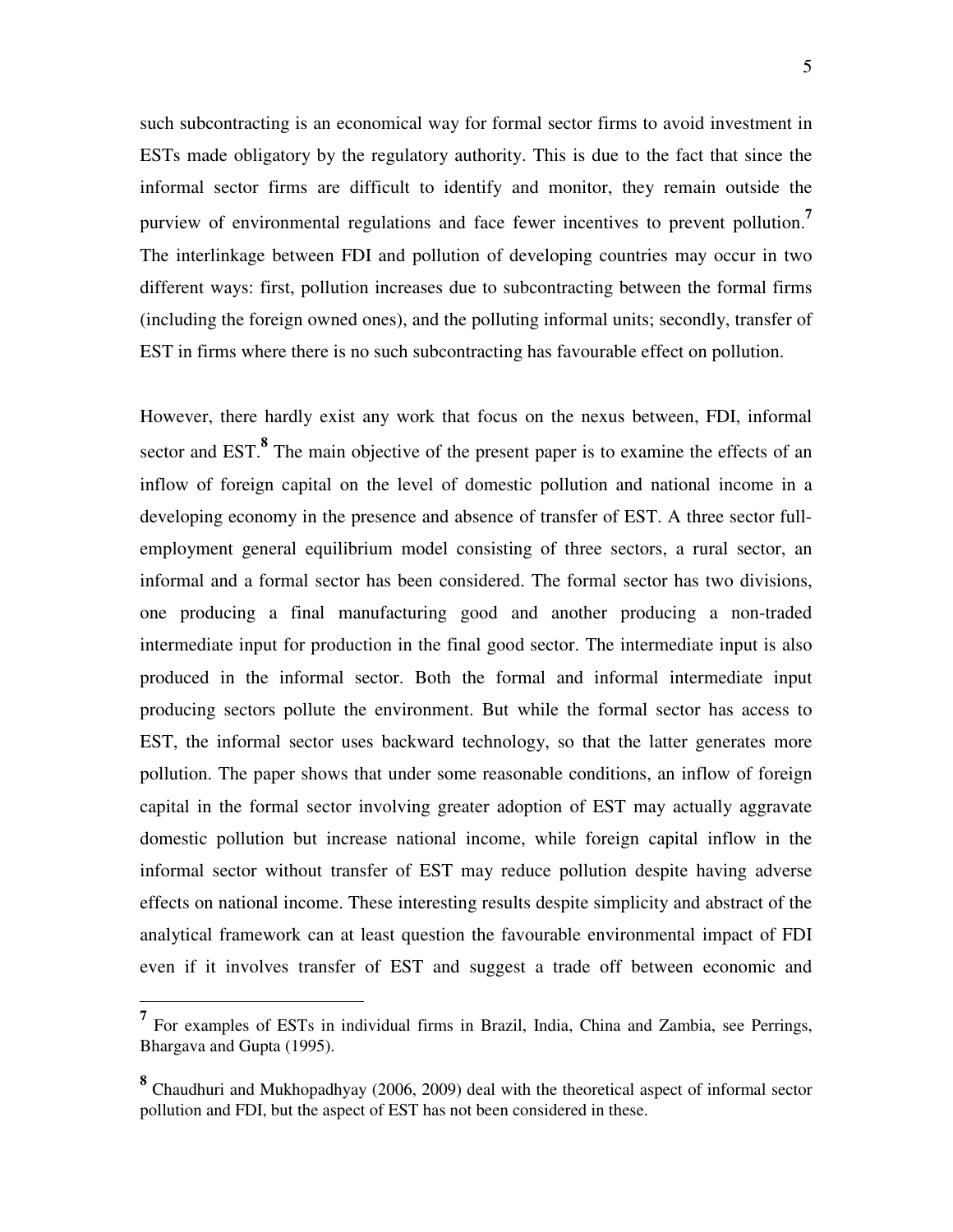such subcontracting is an economical way for formal sector firms to avoid investment in ESTs made obligatory by the regulatory authority. This is due to the fact that since the informal sector firms are difficult to identify and monitor, they remain outside the purview of environmental regulations and face fewer incentives to prevent pollution.[7] The interlinkage between FDI and pollution of developing countries may occur in two different ways: first, pollution increases due to subcontracting between the formal firms (including the foreign owned ones), and the polluting informal units; secondly, transfer of EST in firms where there is no such subcontracting has favourable effect on pollution.

However, there hardly exist any work that focus on the nexus between, FDI, informal sector and EST.[8] The main objective of the present paper is to examine the effects of an inflow of foreign capital on the level of domestic pollution and national income in a developing economy in the presence and absence of transfer of EST. A three sector full-employment general equilibrium model consisting of three sectors, a rural sector, an informal and a formal sector has been considered. The formal sector has two divisions, one producing a final manufacturing good and another producing a non-traded intermediate input for production in the final good sector. The intermediate input is also produced in the informal sector. Both the formal and informal intermediate input producing sectors pollute the environment. But while the formal sector has access to EST, the informal sector uses backward technology, so that the latter generates more pollution. The paper shows that under some reasonable conditions, an inflow of foreign capital in the formal sector involving greater adoption of EST may actually aggravate domestic pollution but increase national income, while foreign capital inflow in the informal sector without transfer of EST may reduce pollution despite having adverse effects on national income. These interesting results despite simplicity and abstract of the analytical framework can at least question the favourable environmental impact of FDI even if it involves transfer of EST and suggest a trade off between economic and

---

[7] For examples of ESTs in individual firms in Brazil, India, China and Zambia, see Perrings, Bhargava and Gupta (1995).

[8] Chaudhuri and Mukhopadhyay (2006, 2009) deal with the theoretical aspect of informal sector pollution and FDI, but the aspect of EST has not been considered in these.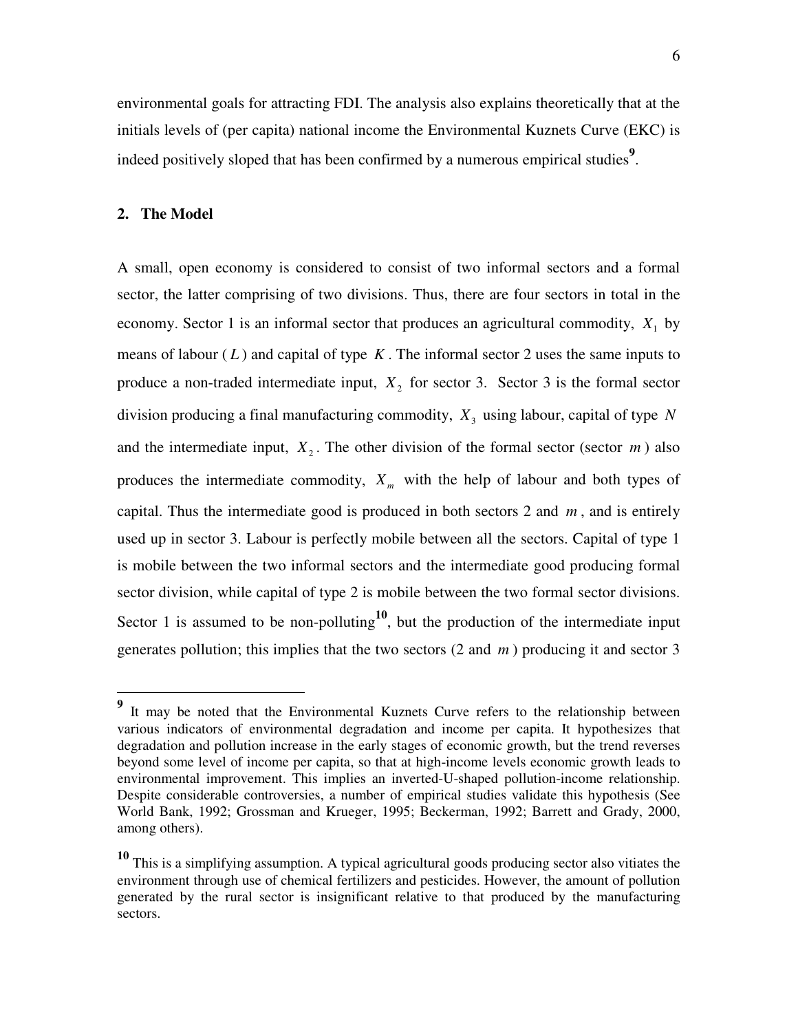environmental goals for attracting FDI. The analysis also explains theoretically that at the initials levels of (per capita) national income the Environmental Kuznets Curve (EKC) is indeed positively sloped that has been confirmed by a numerous empirical studies[9].

## 2. The Model

A small, open economy is considered to consist of two informal sectors and a formal sector, the latter comprising of two divisions. Thus, there are four sectors in total in the economy. Sector 1 is an informal sector that produces an agricultural commodity, $X_1$ by means of labour ($L$) and capital of type $K$. The informal sector 2 uses the same inputs to produce a non-traded intermediate input, $X_2$ for sector 3. Sector 3 is the formal sector division producing a final manufacturing commodity, $X_3$ using labour, capital of type $N$ and the intermediate input, $X_2$. The other division of the formal sector (sector $m$) also produces the intermediate commodity, $X_m$ with the help of labour and both types of capital. Thus the intermediate good is produced in both sectors 2 and $m$, and is entirely used up in sector 3. Labour is perfectly mobile between all the sectors. Capital of type 1 is mobile between the two informal sectors and the intermediate good producing formal sector division, while capital of type 2 is mobile between the two formal sector divisions. Sector 1 is assumed to be non-polluting[10], but the production of the intermediate input generates pollution; this implies that the two sectors (2 and $m$) producing it and sector 3

---

[9] It may be noted that the Environmental Kuznets Curve refers to the relationship between various indicators of environmental degradation and income per capita. It hypothesizes that degradation and pollution increase in the early stages of economic growth, but the trend reverses beyond some level of income per capita, so that at high-income levels economic growth leads to environmental improvement. This implies an inverted-U-shaped pollution-income relationship. Despite considerable controversies, a number of empirical studies validate this hypothesis (See World Bank, 1992; Grossman and Krueger, 1995; Beckerman, 1992; Barrett and Grady, 2000, among others).

[10] This is a simplifying assumption. A typical agricultural goods producing sector also vitiates the environment through use of chemical fertilizers and pesticides. However, the amount of pollution generated by the rural sector is insignificant relative to that produced by the manufacturing sectors.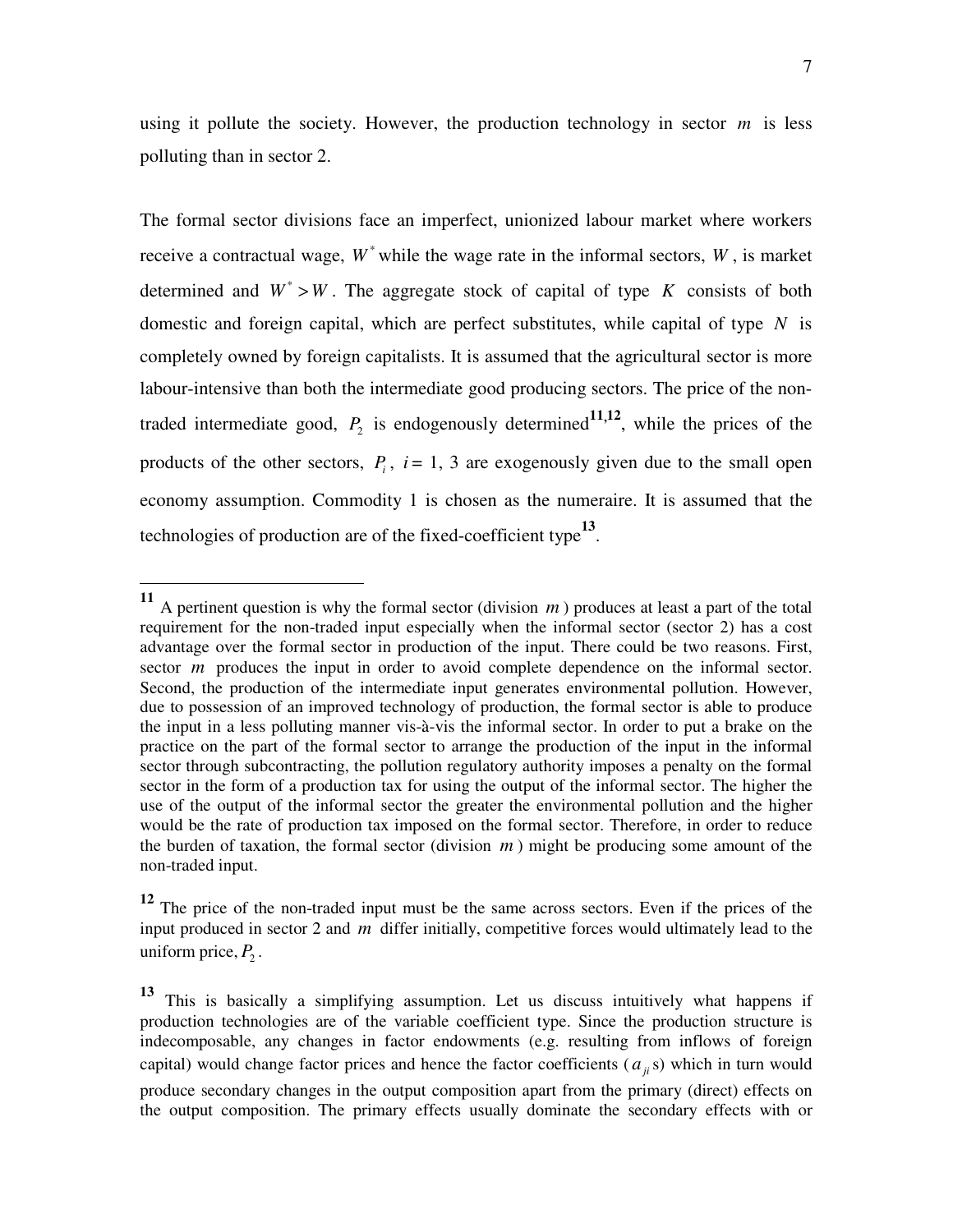using it pollute the society. However, the production technology in sector $m$ is less polluting than in sector 2.

The formal sector divisions face an imperfect, unionized labour market where workers receive a contractual wage, $W^*$ while the wage rate in the informal sectors, $W$, is market determined and $W^* > W$. The aggregate stock of capital of type $K$ consists of both domestic and foreign capital, which are perfect substitutes, while capital of type $N$ is completely owned by foreign capitalists. It is assumed that the agricultural sector is more labour-intensive than both the intermediate good producing sectors. The price of the non-traded intermediate good, $P_2$ is endogenously determined[11,12], while the prices of the products of the other sectors, $P_i$, $i = 1, 3$ are exogenously given due to the small open economy assumption. Commodity 1 is chosen as the numeraire. It is assumed that the technologies of production are of the fixed-coefficient type[13].

---

[11] A pertinent question is why the formal sector (division $m$) produces at least a part of the total requirement for the non-traded input especially when the informal sector (sector 2) has a cost advantage over the formal sector in production of the input. There could be two reasons. First, sector $m$ produces the input in order to avoid complete dependence on the informal sector. Second, the production of the intermediate input generates environmental pollution. However, due to possession of an improved technology of production, the formal sector is able to produce the input in a less polluting manner vis-à-vis the informal sector. In order to put a brake on the practice on the part of the formal sector to arrange the production of the input in the informal sector through subcontracting, the pollution regulatory authority imposes a penalty on the formal sector in the form of a production tax for using the output of the informal sector. The higher the use of the output of the informal sector the greater the environmental pollution and the higher would be the rate of production tax imposed on the formal sector. Therefore, in order to reduce the burden of taxation, the formal sector (division $m$) might be producing some amount of the non-traded input.

[12] The price of the non-traded input must be the same across sectors. Even if the prices of the input produced in sector 2 and $m$ differ initially, competitive forces would ultimately lead to the uniform price, $P_2$.

[13] This is basically a simplifying assumption. Let us discuss intuitively what happens if production technologies are of the variable coefficient type. Since the production structure is indecomposable, any changes in factor endowments (e.g. resulting from inflows of foreign capital) would change factor prices and hence the factor coefficients ($a_{ji}$s) which in turn would produce secondary changes in the output composition apart from the primary (direct) effects on the output composition. The primary effects usually dominate the secondary effects with or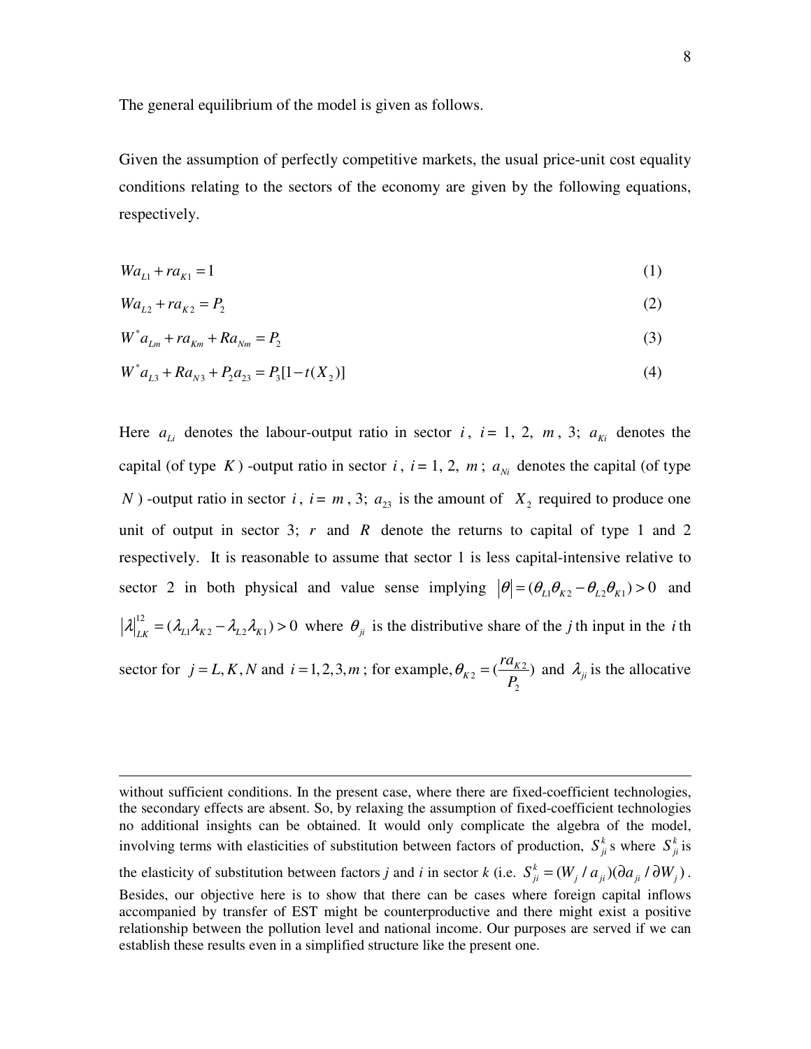The general equilibrium of the model is given as follows.

Given the assumption of perfectly competitive markets, the usual price-unit cost equality conditions relating to the sectors of the economy are given by the following equations, respectively.

$$Wa_{L1} + ra_{K1} = 1 \tag{1}$$

$$Wa_{L2} + ra_{K2} = P_2 \tag{2}$$

$$W^* a_{Lm} + ra_{Km} + Ra_{Nm} = P_2 \tag{3}$$

$$W^* a_{L3} + Ra_{N3} + P_2 a_{23} = P_3[1 - t(X_2)] \tag{4}$$

Here $a_{Li}$ denotes the labour-output ratio in sector $i$, $i =$ 1, 2, $m$, 3; $a_{Ki}$ denotes the capital (of type $K$) -output ratio in sector $i$, $i =$ 1, 2, $m$; $a_{Ni}$ denotes the capital (of type $N$) -output ratio in sector $i$, $i = m$, 3; $a_{23}$ is the amount of $X_2$ required to produce one unit of output in sector 3; $r$ and $R$ denote the returns to capital of type 1 and 2 respectively. It is reasonable to assume that sector 1 is less capital-intensive relative to sector 2 in both physical and value sense implying $|\theta| = (\theta_{L1}\theta_{K2} - \theta_{L2}\theta_{K1}) > 0$ and $|\lambda|_{LK}^{12} = (\lambda_{L1}\lambda_{K2} - \lambda_{L2}\lambda_{K1}) > 0$ where $\theta_{ji}$ is the distributive share of the $j$th input in the $i$th sector for $j = L, K, N$ and $i = 1, 2, 3, m$; for example, $\theta_{K2} = (\frac{ra_{K2}}{P_2})$ and $\lambda_{ji}$ is the allocative

---

without sufficient conditions. In the present case, where there are fixed-coefficient technologies, the secondary effects are absent. So, by relaxing the assumption of fixed-coefficient technologies no additional insights can be obtained. It would only complicate the algebra of the model, involving terms with elasticities of substitution between factors of production, $S_{ji}^k$s where $S_{ji}^k$ is the elasticity of substitution between factors *j* and *i* in sector *k* (i.e. $S_{ji}^k = (W_j / a_{ji})(\partial a_{ji} / \partial W_j)$. Besides, our objective here is to show that there can be cases where foreign capital inflows accompanied by transfer of EST might be counterproductive and there might exist a positive relationship between the pollution level and national income. Our purposes are served if we can establish these results even in a simplified structure like the present one.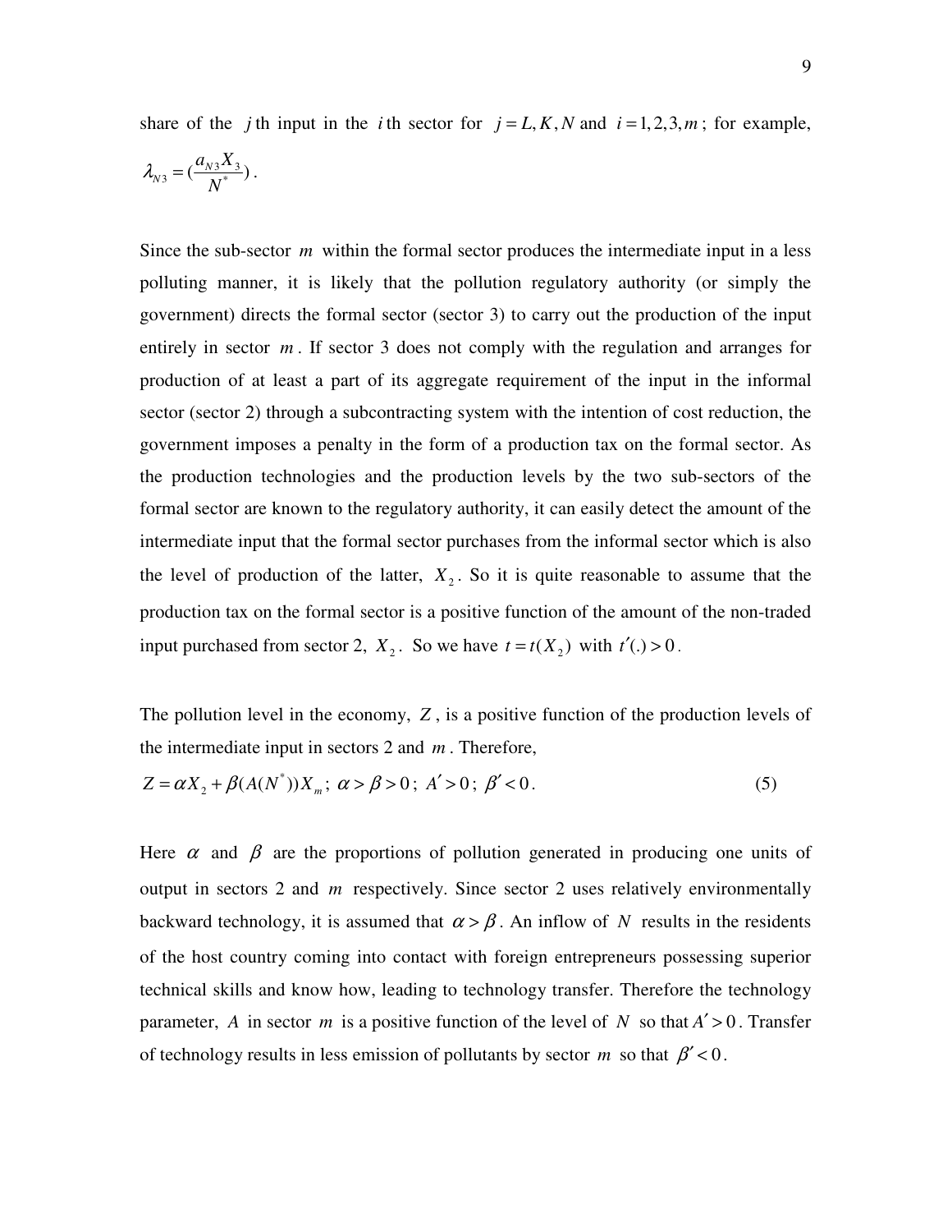share of the $j$th input in the $i$th sector for $j = L, K, N$ and $i = 1, 2, 3, m$; for example, $\lambda_{N3} = (\frac{a_{N3}X_3}{N^*})$.

Since the sub-sector $m$ within the formal sector produces the intermediate input in a less polluting manner, it is likely that the pollution regulatory authority (or simply the government) directs the formal sector (sector 3) to carry out the production of the input entirely in sector $m$. If sector 3 does not comply with the regulation and arranges for production of at least a part of its aggregate requirement of the input in the informal sector (sector 2) through a subcontracting system with the intention of cost reduction, the government imposes a penalty in the form of a production tax on the formal sector. As the production technologies and the production levels by the two sub-sectors of the formal sector are known to the regulatory authority, it can easily detect the amount of the intermediate input that the formal sector purchases from the informal sector which is also the level of production of the latter, $X_2$. So it is quite reasonable to assume that the production tax on the formal sector is a positive function of the amount of the non-traded input purchased from sector 2, $X_2$. So we have $t = t(X_2)$ with $t'(.) > 0$.

The pollution level in the economy, $Z$, is a positive function of the production levels of the intermediate input in sectors 2 and $m$. Therefore,

$$Z = \alpha X_2 + \beta(A(N^*))X_m; \ \alpha > \beta > 0; \ A' > 0; \ \beta' < 0. \tag{5}$$

Here $\alpha$ and $\beta$ are the proportions of pollution generated in producing one units of output in sectors 2 and $m$ respectively. Since sector 2 uses relatively environmentally backward technology, it is assumed that $\alpha > \beta$. An inflow of $N$ results in the residents of the host country coming into contact with foreign entrepreneurs possessing superior technical skills and know how, leading to technology transfer. Therefore the technology parameter, $A$ in sector $m$ is a positive function of the level of $N$ so that $A' > 0$. Transfer of technology results in less emission of pollutants by sector $m$ so that $\beta' < 0$.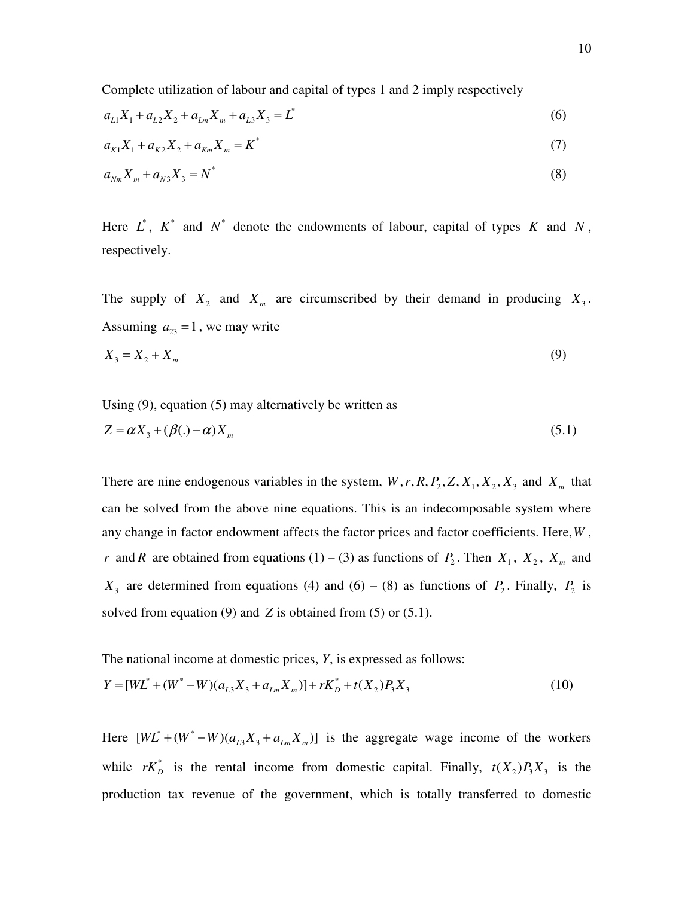Complete utilization of labour and capital of types 1 and 2 imply respectively

$$a_{L1}X_1 + a_{L2}X_2 + a_{Lm}X_m + a_{L3}X_3 = L^* \tag{6}$$

$$a_{K1}X_1 + a_{K2}X_2 + a_{Km}X_m = K^* \tag{7}$$

$$a_{Nm}X_m + a_{N3}X_3 = N^* \tag{8}$$

Here $L^*$, $K^*$ and $N^*$ denote the endowments of labour, capital of types $K$ and $N$, respectively.

The supply of $X_2$ and $X_m$ are circumscribed by their demand in producing $X_3$. Assuming $a_{23} = 1$, we may write

$$X_3 = X_2 + X_m \tag{9}$$

Using (9), equation (5) may alternatively be written as

$$Z = \alpha X_3 + (\beta(.) - \alpha)X_m \tag{5.1}$$

There are nine endogenous variables in the system, $W, r, R, P_2, Z, X_1, X_2, X_3$ and $X_m$ that can be solved from the above nine equations. This is an indecomposable system where any change in factor endowment affects the factor prices and factor coefficients. Here, $W$, $r$ and $R$ are obtained from equations (1) – (3) as functions of $P_2$. Then $X_1$, $X_2$, $X_m$ and $X_3$ are determined from equations (4) and (6) – (8) as functions of $P_2$. Finally, $P_2$ is solved from equation (9) and $Z$ is obtained from (5) or (5.1).

The national income at domestic prices, *Y*, is expressed as follows:

$$Y = [WL^* + (W^* - W)(a_{L3}X_3 + a_{Lm}X_m)] + rK_D^* + t(X_2)P_3X_3 \tag{10}$$

Here $[WL^* + (W^* - W)(a_{L3}X_3 + a_{Lm}X_m)]$ is the aggregate wage income of the workers while $rK_D^*$ is the rental income from domestic capital. Finally, $t(X_2)P_3X_3$ is the production tax revenue of the government, which is totally transferred to domestic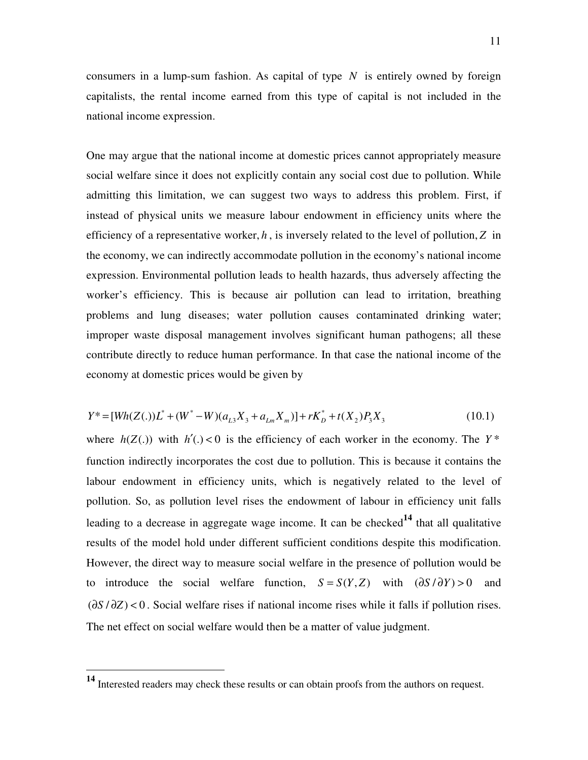consumers in a lump-sum fashion. As capital of type $N$ is entirely owned by foreign capitalists, the rental income earned from this type of capital is not included in the national income expression.

One may argue that the national income at domestic prices cannot appropriately measure social welfare since it does not explicitly contain any social cost due to pollution. While admitting this limitation, we can suggest two ways to address this problem. First, if instead of physical units we measure labour endowment in efficiency units where the efficiency of a representative worker, $h$, is inversely related to the level of pollution, $Z$ in the economy, we can indirectly accommodate pollution in the economy's national income expression. Environmental pollution leads to health hazards, thus adversely affecting the worker's efficiency. This is because air pollution can lead to irritation, breathing problems and lung diseases; water pollution causes contaminated drinking water; improper waste disposal management involves significant human pathogens; all these contribute directly to reduce human performance. In that case the national income of the economy at domestic prices would be given by

$$Y^* = [Wh(Z(.))L^* + (W^* - W)(a_{L3}X_3 + a_{Lm}X_m)] + rK_D^* + t(X_2)P_3X_3 \tag{10.1}$$

where $h(Z(.))$ with $h'(.) < 0$ is the efficiency of each worker in the economy. The $Y^*$ function indirectly incorporates the cost due to pollution. This is because it contains the labour endowment in efficiency units, which is negatively related to the level of pollution. So, as pollution level rises the endowment of labour in efficiency unit falls leading to a decrease in aggregate wage income. It can be checked[14] that all qualitative results of the model hold under different sufficient conditions despite this modification. However, the direct way to measure social welfare in the presence of pollution would be to introduce the social welfare function, $S = S(Y, Z)$ with $(\partial S / \partial Y) > 0$ and $(\partial S / \partial Z) < 0$. Social welfare rises if national income rises while it falls if pollution rises. The net effect on social welfare would then be a matter of value judgment.

---

[14] Interested readers may check these results or can obtain proofs from the authors on request.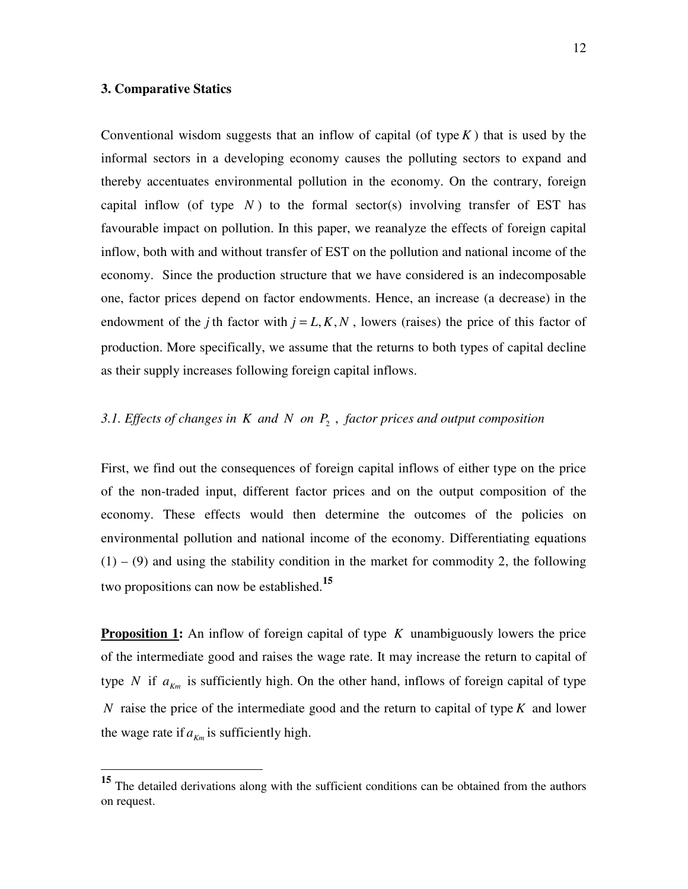### 3. Comparative Statics

Conventional wisdom suggests that an inflow of capital (of type $K$) that is used by the informal sectors in a developing economy causes the polluting sectors to expand and thereby accentuates environmental pollution in the economy. On the contrary, foreign capital inflow (of type $N$) to the formal sector(s) involving transfer of EST has favourable impact on pollution. In this paper, we reanalyze the effects of foreign capital inflow, both with and without transfer of EST on the pollution and national income of the economy. Since the production structure that we have considered is an indecomposable one, factor prices depend on factor endowments. Hence, an increase (a decrease) in the endowment of the $j$th factor with $j = L, K, N$, lowers (raises) the price of this factor of production. More specifically, we assume that the returns to both types of capital decline as their supply increases following foreign capital inflows.

#### *3.1. Effects of changes in $K$ and $N$ on $P_2$, factor prices and output composition*

First, we find out the consequences of foreign capital inflows of either type on the price of the non-traded input, different factor prices and on the output composition of the economy. These effects would then determine the outcomes of the policies on environmental pollution and national income of the economy. Differentiating equations (1) – (9) and using the stability condition in the market for commodity 2, the following two propositions can now be established.[15]

**Proposition 1:** An inflow of foreign capital of type $K$ unambiguously lowers the price of the intermediate good and raises the wage rate. It may increase the return to capital of type $N$ if $a_{Km}$ is sufficiently high. On the other hand, inflows of foreign capital of type $N$ raise the price of the intermediate good and the return to capital of type $K$ and lower the wage rate if $a_{Km}$ is sufficiently high.

---

[15] The detailed derivations along with the sufficient conditions can be obtained from the authors on request.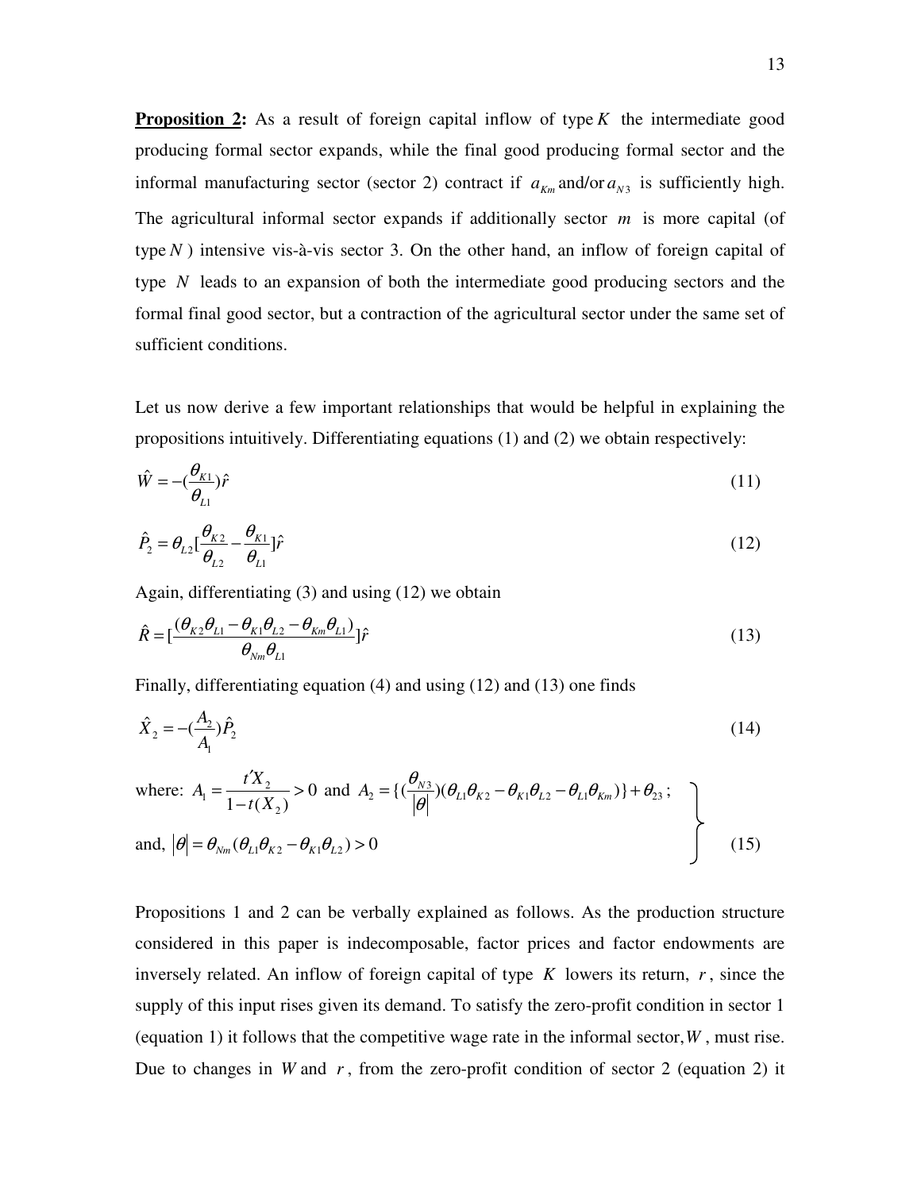**Proposition 2:** As a result of foreign capital inflow of type $K$ the intermediate good producing formal sector expands, while the final good producing formal sector and the informal manufacturing sector (sector 2) contract if $a_{Km}$ and/or $a_{N3}$ is sufficiently high. The agricultural informal sector expands if additionally sector $m$ is more capital (of type $N$) intensive vis-à-vis sector 3. On the other hand, an inflow of foreign capital of type $N$ leads to an expansion of both the intermediate good producing sectors and the formal final good sector, but a contraction of the agricultural sector under the same set of sufficient conditions.

Let us now derive a few important relationships that would be helpful in explaining the propositions intuitively. Differentiating equations (1) and (2) we obtain respectively:

$$\hat{W} = -(\frac{\theta_{K1}}{\theta_{L1}})\hat{r} \tag{11}$$

$$\hat{P}_2 = \theta_{L2}[\frac{\theta_{K2}}{\theta_{L2}} - \frac{\theta_{K1}}{\theta_{L1}}]\hat{r} \tag{12}$$

Again, differentiating (3) and using (12) we obtain

$$\hat{R} = [\frac{(\theta_{K2}\theta_{L1} - \theta_{K1}\theta_{L2} - \theta_{Km}\theta_{L1})}{\theta_{Nm}\theta_{L1}}]\hat{r} \tag{13}$$

Finally, differentiating equation (4) and using (12) and (13) one finds

$$\hat{X}_2 = -(\frac{A_2}{A_1})\hat{P}_2 \tag{14}$$

where: $A_1 = \frac{t'X_2}{1 - t(X_2)} > 0$ and $A_2 = \{(\frac{\theta_{N3}}{|\theta|})(\theta_{L1}\theta_{K2} - \theta_{K1}\theta_{L2} - \theta_{L1}\theta_{Km})\} + \theta_{23}$;

and, $|\theta| = \theta_{Nm}(\theta_{L1}\theta_{K2} - \theta_{K1}\theta_{L2}) > 0$ (15)

Propositions 1 and 2 can be verbally explained as follows. As the production structure considered in this paper is indecomposable, factor prices and factor endowments are inversely related. An inflow of foreign capital of type $K$ lowers its return, $r$, since the supply of this input rises given its demand. To satisfy the zero-profit condition in sector 1 (equation 1) it follows that the competitive wage rate in the informal sector, $W$, must rise. Due to changes in $W$ and $r$, from the zero-profit condition of sector 2 (equation 2) it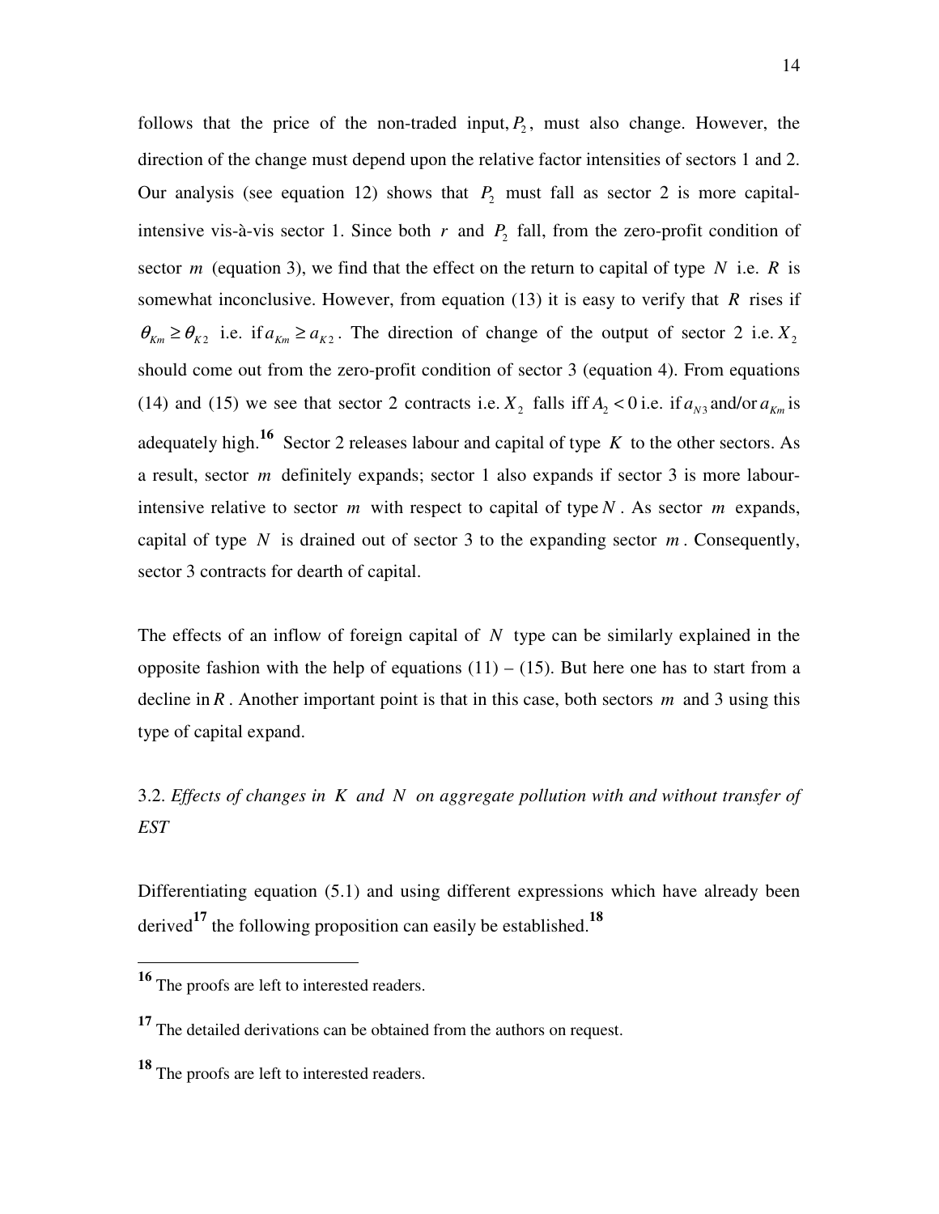follows that the price of the non-traded input, $P_2$, must also change. However, the direction of the change must depend upon the relative factor intensities of sectors 1 and 2. Our analysis (see equation 12) shows that $P_2$ must fall as sector 2 is more capital-intensive vis-à-vis sector 1. Since both $r$ and $P_2$ fall, from the zero-profit condition of sector $m$ (equation 3), we find that the effect on the return to capital of type $N$ i.e. $R$ is somewhat inconclusive. However, from equation (13) it is easy to verify that $R$ rises if $\theta_{Km} \geq \theta_{K2}$ i.e. if $a_{Km} \geq a_{K2}$. The direction of change of the output of sector 2 i.e. $X_2$ should come out from the zero-profit condition of sector 3 (equation 4). From equations (14) and (15) we see that sector 2 contracts i.e. $X_2$ falls iff $A_2 < 0$ i.e. if $a_{N3}$ and/or $a_{Km}$ is adequately high.[16] Sector 2 releases labour and capital of type $K$ to the other sectors. As a result, sector $m$ definitely expands; sector 1 also expands if sector 3 is more labour-intensive relative to sector $m$ with respect to capital of type $N$. As sector $m$ expands, capital of type $N$ is drained out of sector 3 to the expanding sector $m$. Consequently, sector 3 contracts for dearth of capital.

The effects of an inflow of foreign capital of $N$ type can be similarly explained in the opposite fashion with the help of equations (11) – (15). But here one has to start from a decline in $R$. Another important point is that in this case, both sectors $m$ and 3 using this type of capital expand.

## 3.2. *Effects of changes in $K$ and $N$ on aggregate pollution with and without transfer of EST*

Differentiating equation (5.1) and using different expressions which have already been derived[17] the following proposition can easily be established.[18]

---

[16] The proofs are left to interested readers.

[17] The detailed derivations can be obtained from the authors on request.

[18] The proofs are left to interested readers.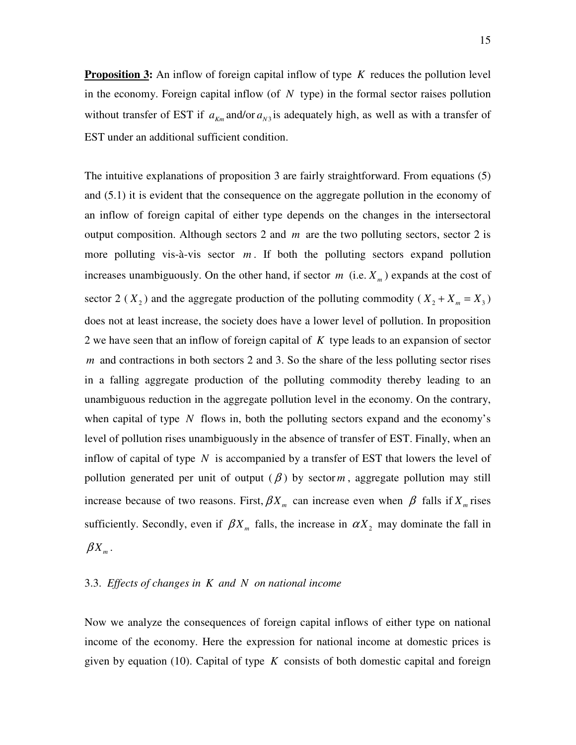**Proposition 3:** An inflow of foreign capital inflow of type $K$ reduces the pollution level in the economy. Foreign capital inflow (of $N$ type) in the formal sector raises pollution without transfer of EST if $a_{Km}$ and/or $a_{N3}$ is adequately high, as well as with a transfer of EST under an additional sufficient condition.

The intuitive explanations of proposition 3 are fairly straightforward. From equations (5) and (5.1) it is evident that the consequence on the aggregate pollution in the economy of an inflow of foreign capital of either type depends on the changes in the intersectoral output composition. Although sectors 2 and $m$ are the two polluting sectors, sector 2 is more polluting vis-à-vis sector $m$. If both the polluting sectors expand pollution increases unambiguously. On the other hand, if sector $m$ (i.e. $X_m$) expands at the cost of sector 2 ($X_2$) and the aggregate production of the polluting commodity ($X_2 + X_m = X_3$) does not at least increase, the society does have a lower level of pollution. In proposition 2 we have seen that an inflow of foreign capital of $K$ type leads to an expansion of sector $m$ and contractions in both sectors 2 and 3. So the share of the less polluting sector rises in a falling aggregate production of the polluting commodity thereby leading to an unambiguous reduction in the aggregate pollution level in the economy. On the contrary, when capital of type $N$ flows in, both the polluting sectors expand and the economy's level of pollution rises unambiguously in the absence of transfer of EST. Finally, when an inflow of capital of type $N$ is accompanied by a transfer of EST that lowers the level of pollution generated per unit of output ($\beta$) by sector $m$, aggregate pollution may still increase because of two reasons. First, $\beta X_m$ can increase even when $\beta$ falls if $X_m$ rises sufficiently. Secondly, even if $\beta X_m$ falls, the increase in $\alpha X_2$ may dominate the fall in $\beta X_m$.

### 3.3. *Effects of changes in $K$ and $N$ on national income*

Now we analyze the consequences of foreign capital inflows of either type on national income of the economy. Here the expression for national income at domestic prices is given by equation (10). Capital of type $K$ consists of both domestic capital and foreign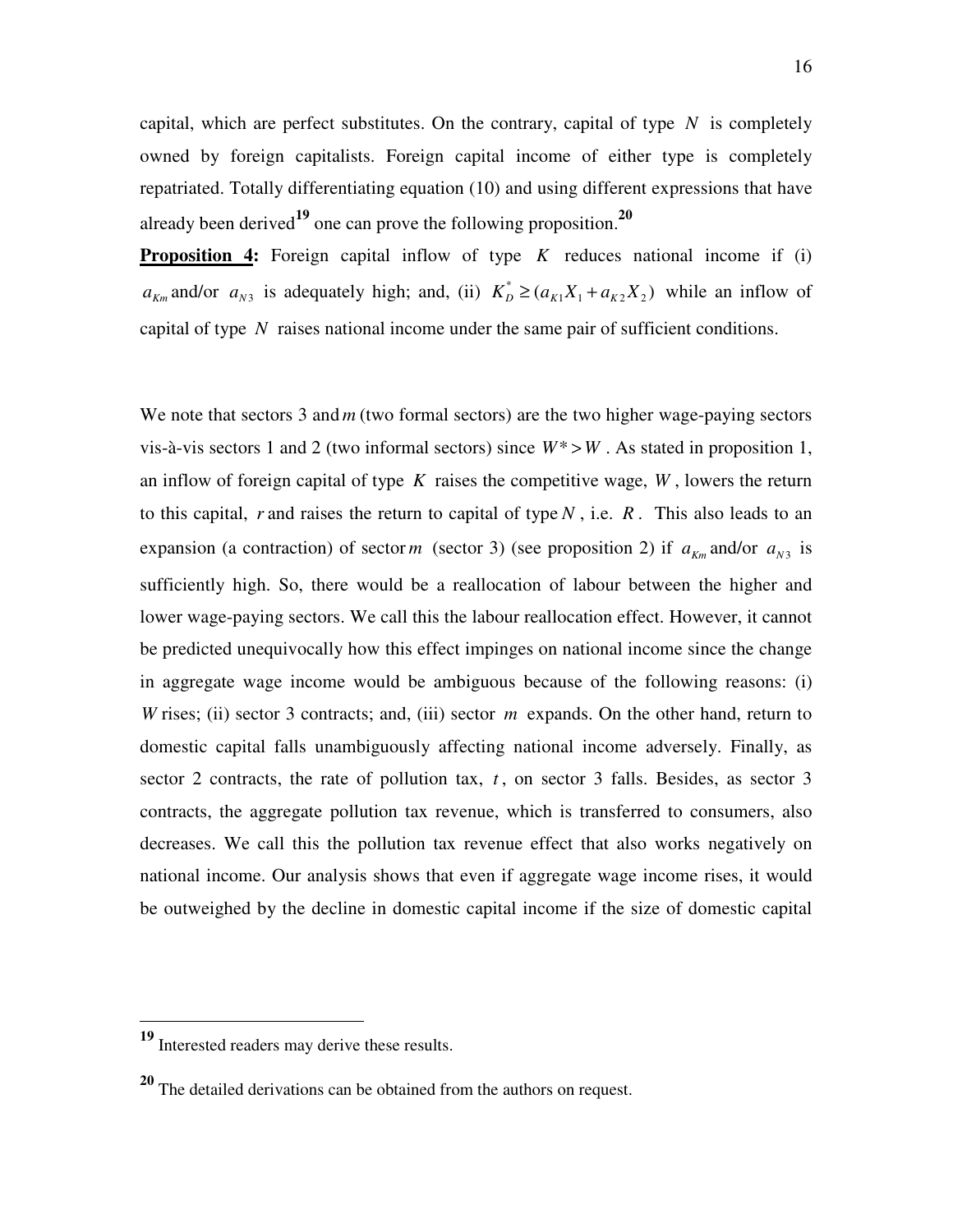capital, which are perfect substitutes. On the contrary, capital of type $N$ is completely owned by foreign capitalists. Foreign capital income of either type is completely repatriated. Totally differentiating equation (10) and using different expressions that have already been derived[19] one can prove the following proposition.[20]

**Proposition 4:** Foreign capital inflow of type $K$ reduces national income if (i) $a_{Km}$ and/or $a_{N3}$ is adequately high; and, (ii) $K_D^* \geq (a_{K1}X_1 + a_{K2}X_2)$ while an inflow of capital of type $N$ raises national income under the same pair of sufficient conditions.

We note that sectors 3 and $m$ (two formal sectors) are the two higher wage-paying sectors vis-à-vis sectors 1 and 2 (two informal sectors) since $W^* > W$. As stated in proposition 1, an inflow of foreign capital of type $K$ raises the competitive wage, $W$, lowers the return to this capital, $r$ and raises the return to capital of type $N$, i.e. $R$. This also leads to an expansion (a contraction) of sector $m$ (sector 3) (see proposition 2) if $a_{Km}$ and/or $a_{N3}$ is sufficiently high. So, there would be a reallocation of labour between the higher and lower wage-paying sectors. We call this the labour reallocation effect. However, it cannot be predicted unequivocally how this effect impinges on national income since the change in aggregate wage income would be ambiguous because of the following reasons: (i) $W$ rises; (ii) sector 3 contracts; and, (iii) sector $m$ expands. On the other hand, return to domestic capital falls unambiguously affecting national income adversely. Finally, as sector 2 contracts, the rate of pollution tax, $t$, on sector 3 falls. Besides, as sector 3 contracts, the aggregate pollution tax revenue, which is transferred to consumers, also decreases. We call this the pollution tax revenue effect that also works negatively on national income. Our analysis shows that even if aggregate wage income rises, it would be outweighed by the decline in domestic capital income if the size of domestic capital

---

[19] Interested readers may derive these results.

[20] The detailed derivations can be obtained from the authors on request.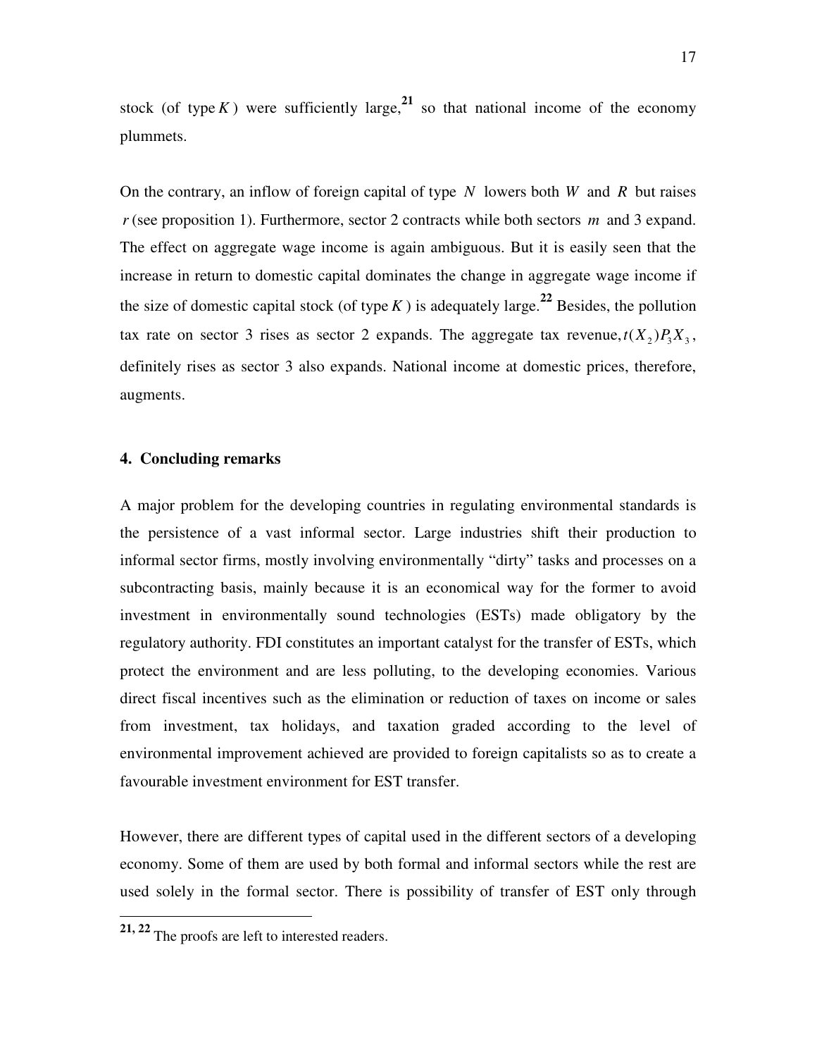stock (of type $K$) were sufficiently large,[21] so that national income of the economy plummets.

On the contrary, an inflow of foreign capital of type $N$ lowers both $W$ and $R$ but raises $r$ (see proposition 1). Furthermore, sector 2 contracts while both sectors $m$ and 3 expand. The effect on aggregate wage income is again ambiguous. But it is easily seen that the increase in return to domestic capital dominates the change in aggregate wage income if the size of domestic capital stock (of type $K$) is adequately large.[22] Besides, the pollution tax rate on sector 3 rises as sector 2 expands. The aggregate tax revenue, $t(X_2)P_3X_3$, definitely rises as sector 3 also expands. National income at domestic prices, therefore, augments.

## 4. Concluding remarks

A major problem for the developing countries in regulating environmental standards is the persistence of a vast informal sector. Large industries shift their production to informal sector firms, mostly involving environmentally "dirty" tasks and processes on a subcontracting basis, mainly because it is an economical way for the former to avoid investment in environmentally sound technologies (ESTs) made obligatory by the regulatory authority. FDI constitutes an important catalyst for the transfer of ESTs, which protect the environment and are less polluting, to the developing economies. Various direct fiscal incentives such as the elimination or reduction of taxes on income or sales from investment, tax holidays, and taxation graded according to the level of environmental improvement achieved are provided to foreign capitalists so as to create a favourable investment environment for EST transfer.

However, there are different types of capital used in the different sectors of a developing economy. Some of them are used by both formal and informal sectors while the rest are used solely in the formal sector. There is possibility of transfer of EST only through

---

[21, 22] The proofs are left to interested readers.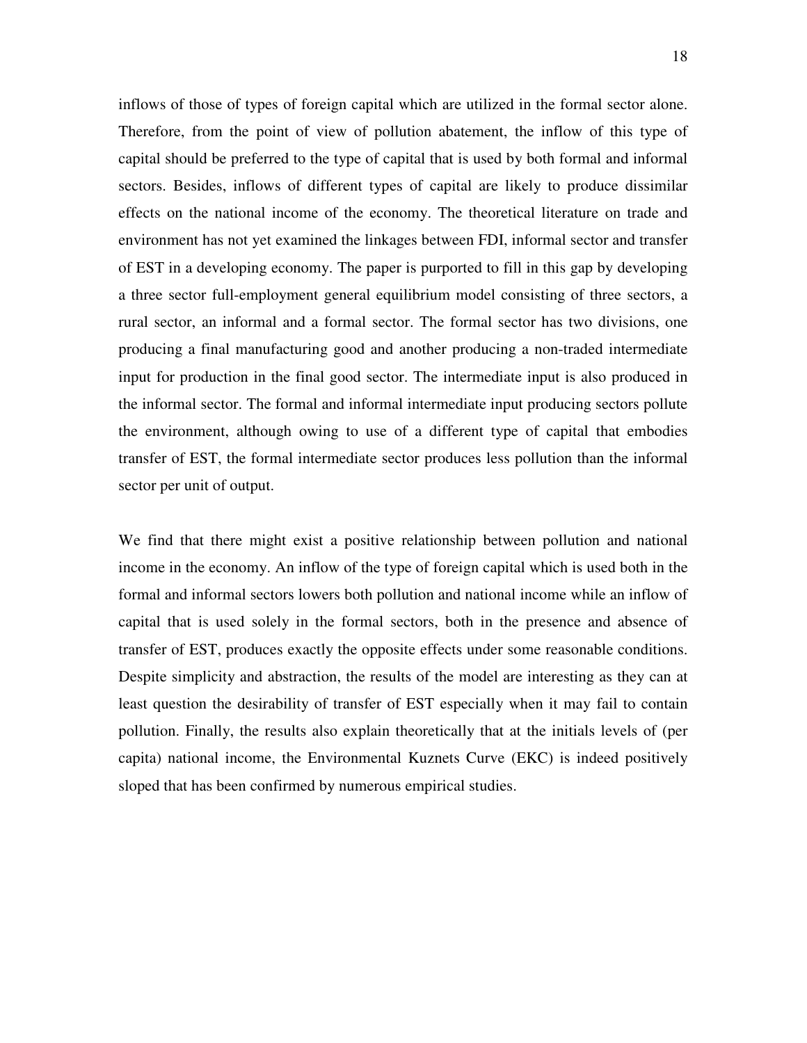inflows of those of types of foreign capital which are utilized in the formal sector alone. Therefore, from the point of view of pollution abatement, the inflow of this type of capital should be preferred to the type of capital that is used by both formal and informal sectors. Besides, inflows of different types of capital are likely to produce dissimilar effects on the national income of the economy. The theoretical literature on trade and environment has not yet examined the linkages between FDI, informal sector and transfer of EST in a developing economy. The paper is purported to fill in this gap by developing a three sector full-employment general equilibrium model consisting of three sectors, a rural sector, an informal and a formal sector. The formal sector has two divisions, one producing a final manufacturing good and another producing a non-traded intermediate input for production in the final good sector. The intermediate input is also produced in the informal sector. The formal and informal intermediate input producing sectors pollute the environment, although owing to use of a different type of capital that embodies transfer of EST, the formal intermediate sector produces less pollution than the informal sector per unit of output.

We find that there might exist a positive relationship between pollution and national income in the economy. An inflow of the type of foreign capital which is used both in the formal and informal sectors lowers both pollution and national income while an inflow of capital that is used solely in the formal sectors, both in the presence and absence of transfer of EST, produces exactly the opposite effects under some reasonable conditions. Despite simplicity and abstraction, the results of the model are interesting as they can at least question the desirability of transfer of EST especially when it may fail to contain pollution. Finally, the results also explain theoretically that at the initials levels of (per capita) national income, the Environmental Kuznets Curve (EKC) is indeed positively sloped that has been confirmed by numerous empirical studies.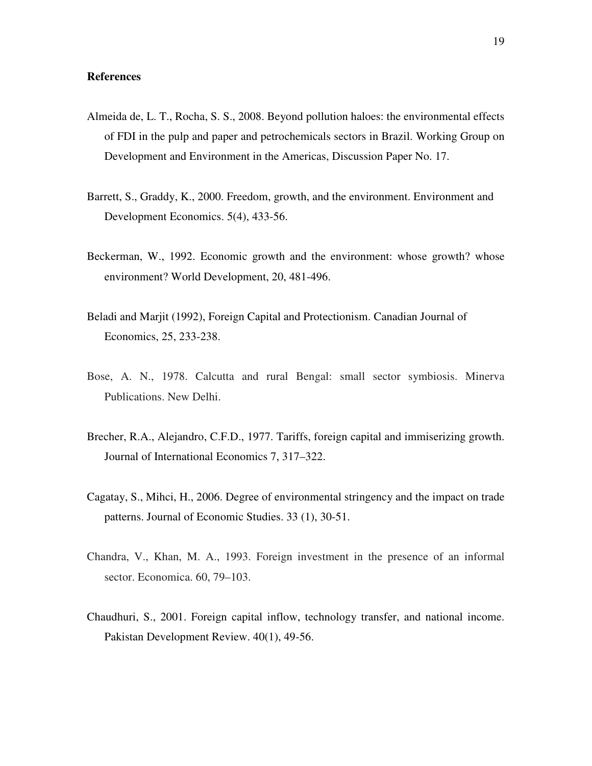**References**

Almeida de, L. T., Rocha, S. S., 2008. Beyond pollution haloes: the environmental effects of FDI in the pulp and paper and petrochemicals sectors in Brazil. Working Group on Development and Environment in the Americas, Discussion Paper No. 17.

Barrett, S., Graddy, K., 2000. Freedom, growth, and the environment. Environment and Development Economics. 5(4), 433-56.

Beckerman, W., 1992. Economic growth and the environment: whose growth? whose environment? World Development, 20, 481-496.

Beladi and Marjit (1992), Foreign Capital and Protectionism. Canadian Journal of Economics, 25, 233-238.

Bose, A. N., 1978. Calcutta and rural Bengal: small sector symbiosis. Minerva Publications. New Delhi.

Brecher, R.A., Alejandro, C.F.D., 1977. Tariffs, foreign capital and immiserizing growth. Journal of International Economics 7, 317–322.

Cagatay, S., Mihci, H., 2006. Degree of environmental stringency and the impact on trade patterns. Journal of Economic Studies. 33 (1), 30-51.

Chandra, V., Khan, M. A., 1993. Foreign investment in the presence of an informal sector. Economica. 60, 79–103.

Chaudhuri, S., 2001. Foreign capital inflow, technology transfer, and national income. Pakistan Development Review. 40(1), 49-56.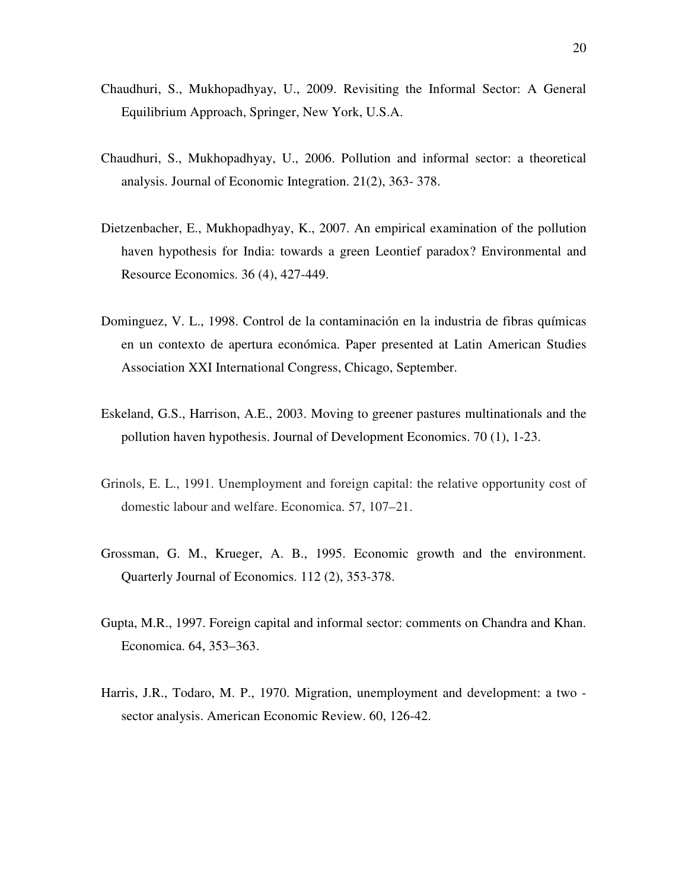Chaudhuri, S., Mukhopadhyay, U., 2009. Revisiting the Informal Sector: A General Equilibrium Approach, Springer, New York, U.S.A.

Chaudhuri, S., Mukhopadhyay, U., 2006. Pollution and informal sector: a theoretical analysis. Journal of Economic Integration. 21(2), 363- 378.

Dietzenbacher, E., Mukhopadhyay, K., 2007. An empirical examination of the pollution haven hypothesis for India: towards a green Leontief paradox? Environmental and Resource Economics. 36 (4), 427-449.

Dominguez, V. L., 1998. Control de la contaminación en la industria de fibras químicas en un contexto de apertura económica. Paper presented at Latin American Studies Association XXI International Congress, Chicago, September.

Eskeland, G.S., Harrison, A.E., 2003. Moving to greener pastures multinationals and the pollution haven hypothesis. Journal of Development Economics. 70 (1), 1-23.

Grinols, E. L., 1991. Unemployment and foreign capital: the relative opportunity cost of domestic labour and welfare. Economica. 57, 107–21.

Grossman, G. M., Krueger, A. B., 1995. Economic growth and the environment. Quarterly Journal of Economics. 112 (2), 353-378.

Gupta, M.R., 1997. Foreign capital and informal sector: comments on Chandra and Khan. Economica. 64, 353–363.

Harris, J.R., Todaro, M. P., 1970. Migration, unemployment and development: a two - sector analysis. American Economic Review. 60, 126-42.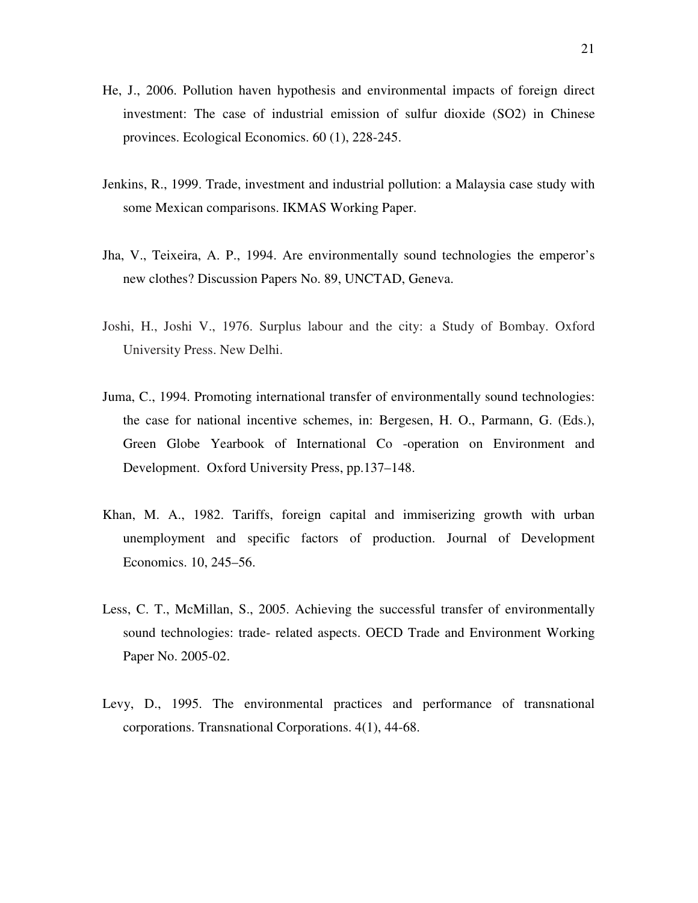He, J., 2006. Pollution haven hypothesis and environmental impacts of foreign direct investment: The case of industrial emission of sulfur dioxide ($SO_2$) in Chinese provinces. Ecological Economics. 60 (1), 228-245.

Jenkins, R., 1999. Trade, investment and industrial pollution: a Malaysia case study with some Mexican comparisons. IKMAS Working Paper.

Jha, V., Teixeira, A. P., 1994. Are environmentally sound technologies the emperor's new clothes? Discussion Papers No. 89, UNCTAD, Geneva.

Joshi, H., Joshi V., 1976. Surplus labour and the city: a Study of Bombay. Oxford University Press. New Delhi.

Juma, C., 1994. Promoting international transfer of environmentally sound technologies: the case for national incentive schemes, in: Bergesen, H. O., Parmann, G. (Eds.), Green Globe Yearbook of International Co -operation on Environment and Development. Oxford University Press, pp.137–148.

Khan, M. A., 1982. Tariffs, foreign capital and immiserizing growth with urban unemployment and specific factors of production. Journal of Development Economics. 10, 245–56.

Less, C. T., McMillan, S., 2005. Achieving the successful transfer of environmentally sound technologies: trade- related aspects. OECD Trade and Environment Working Paper No. 2005-02.

Levy, D., 1995. The environmental practices and performance of transnational corporations. Transnational Corporations. 4(1), 44-68.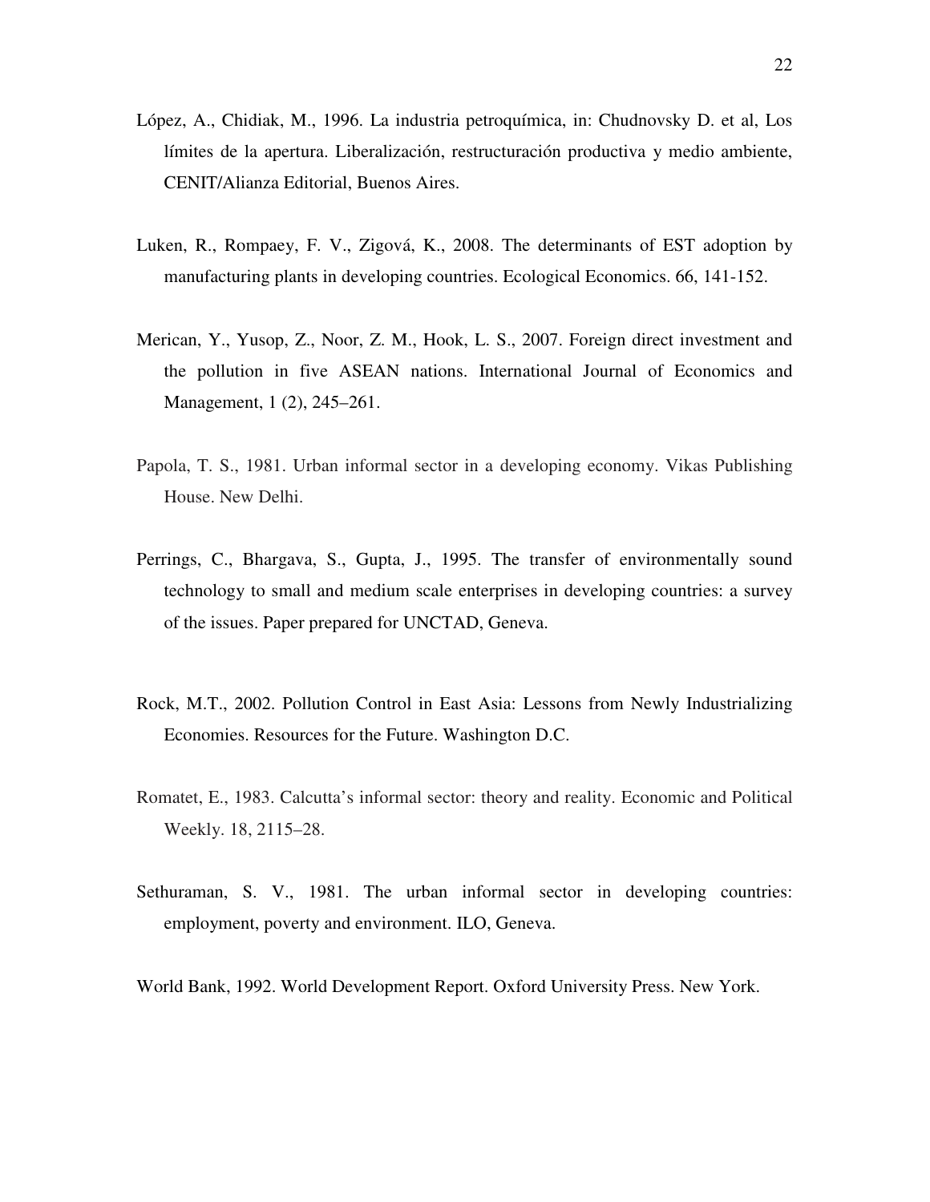López, A., Chidiak, M., 1996. La industria petroquímica, in: Chudnovsky D. et al, Los límites de la apertura. Liberalización, restructuración productiva y medio ambiente, CENIT/Alianza Editorial, Buenos Aires.

Luken, R., Rompaey, F. V., Zigová, K., 2008. The determinants of EST adoption by manufacturing plants in developing countries. Ecological Economics. 66, 141-152.

Merican, Y., Yusop, Z., Noor, Z. M., Hook, L. S., 2007. Foreign direct investment and the pollution in five ASEAN nations. International Journal of Economics and Management, 1 (2), 245–261.

Papola, T. S., 1981. Urban informal sector in a developing economy. Vikas Publishing House. New Delhi.

Perrings, C., Bhargava, S., Gupta, J., 1995. The transfer of environmentally sound technology to small and medium scale enterprises in developing countries: a survey of the issues. Paper prepared for UNCTAD, Geneva.

Rock, M.T., 2002. Pollution Control in East Asia: Lessons from Newly Industrializing Economies. Resources for the Future. Washington D.C.

Romatet, E., 1983. Calcutta's informal sector: theory and reality. Economic and Political Weekly. 18, 2115–28.

Sethuraman, S. V., 1981. The urban informal sector in developing countries: employment, poverty and environment. ILO, Geneva.

World Bank, 1992. World Development Report. Oxford University Press. New York.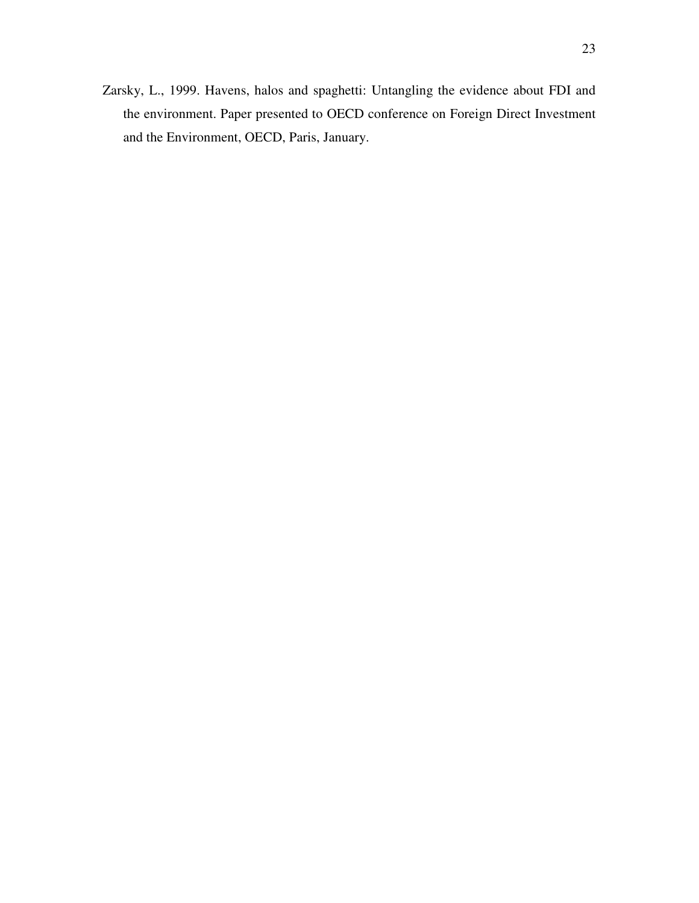Zarsky, L., 1999. Havens, halos and spaghetti: Untangling the evidence about FDI and the environment. Paper presented to OECD conference on Foreign Direct Investment and the Environment, OECD, Paris, January.